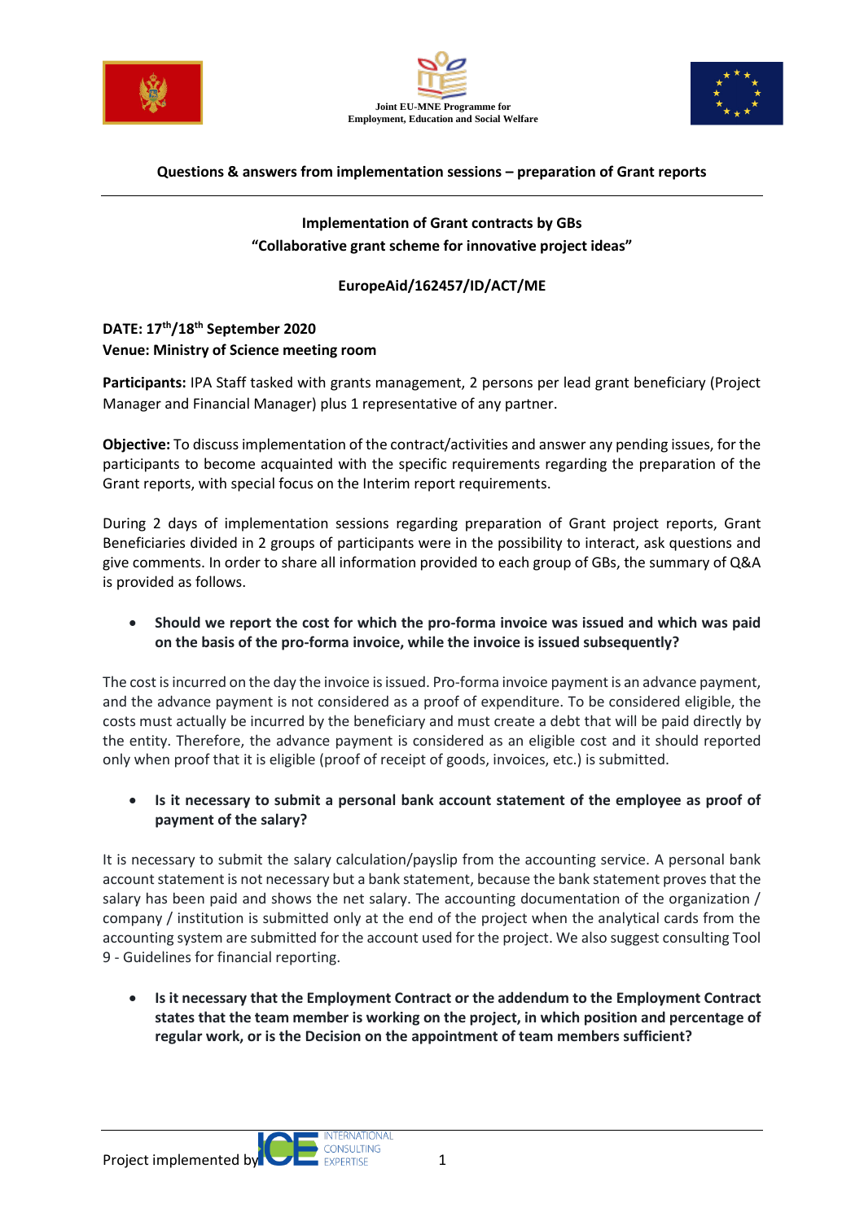Joint EU-MNE Programme for Employment, Education and Social Welfare

**Questions & answers from implementation sessions – preparation of Grant reports**

**Implementation of Grant contracts by GBs**
**"Collaborative grant scheme for innovative project ideas"**

**EuropeAid/162457/ID/ACT/ME**

**DATE: 17th/18th September 2020**
**Venue: Ministry of Science meeting room**

**Participants:** IPA Staff tasked with grants management, 2 persons per lead grant beneficiary (Project Manager and Financial Manager) plus 1 representative of any partner.

**Objective:** To discuss implementation of the contract/activities and answer any pending issues, for the participants to become acquainted with the specific requirements regarding the preparation of the Grant reports, with special focus on the Interim report requirements.

During 2 days of implementation sessions regarding preparation of Grant project reports, Grant Beneficiaries divided in 2 groups of participants were in the possibility to interact, ask questions and give comments. In order to share all information provided to each group of GBs, the summary of Q&A is provided as follows.

- **Should we report the cost for which the pro-forma invoice was issued and which was paid on the basis of the pro-forma invoice, while the invoice is issued subsequently?**

The cost is incurred on the day the invoice is issued. Pro-forma invoice payment is an advance payment, and the advance payment is not considered as a proof of expenditure. To be considered eligible, the costs must actually be incurred by the beneficiary and must create a debt that will be paid directly by the entity. Therefore, the advance payment is considered as an eligible cost and it should reported only when proof that it is eligible (proof of receipt of goods, invoices, etc.) is submitted.

- **Is it necessary to submit a personal bank account statement of the employee as proof of payment of the salary?**

It is necessary to submit the salary calculation/payslip from the accounting service. A personal bank account statement is not necessary but a bank statement, because the bank statement proves that the salary has been paid and shows the net salary. The accounting documentation of the organization / company / institution is submitted only at the end of the project when the analytical cards from the accounting system are submitted for the account used for the project. We also suggest consulting Tool 9 - Guidelines for financial reporting.

- **Is it necessary that the Employment Contract or the addendum to the Employment Contract states that the team member is working on the project, in which position and percentage of regular work, or is the Decision on the appointment of team members sufficient?**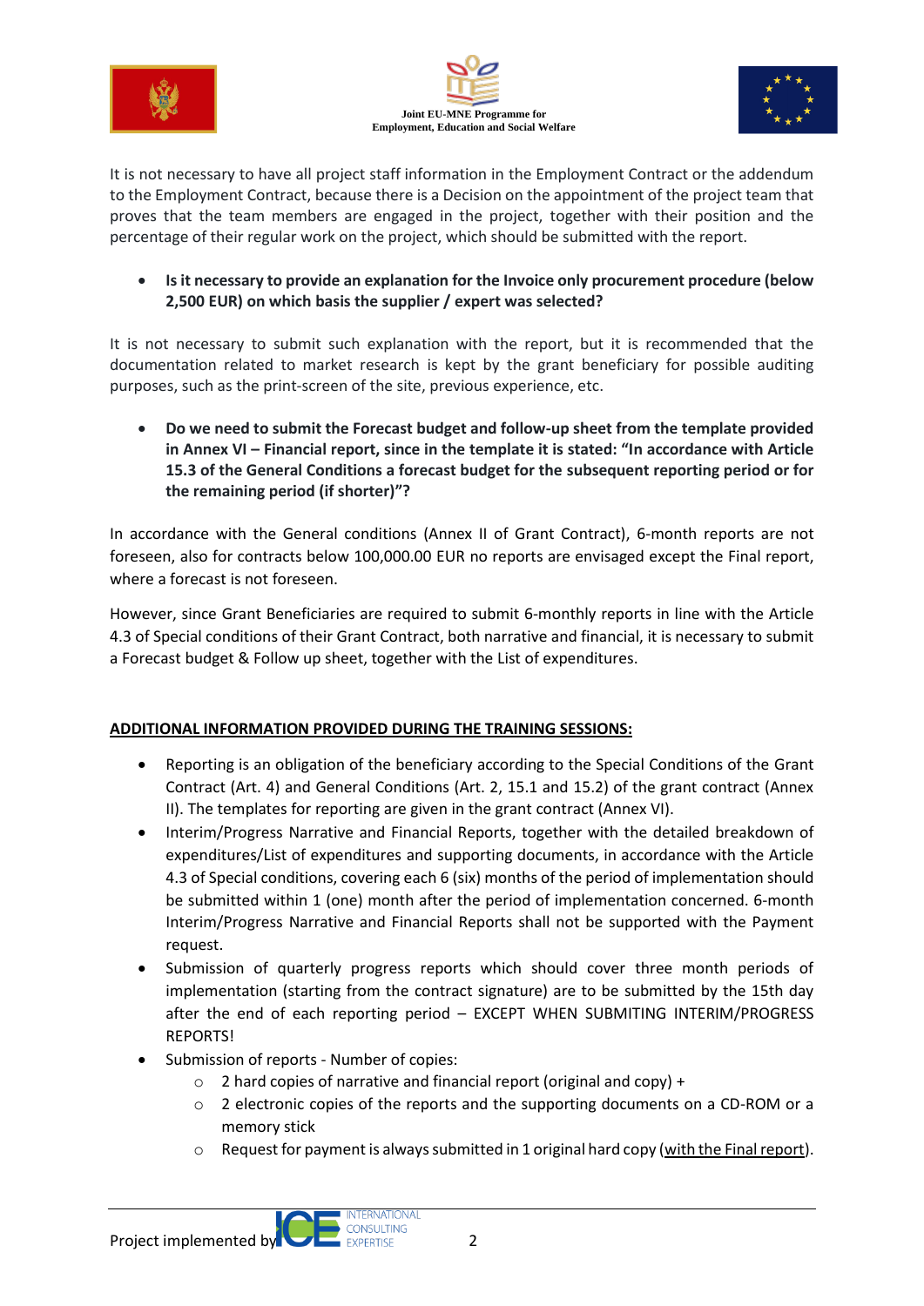It is not necessary to have all project staff information in the Employment Contract or the addendum to the Employment Contract, because there is a Decision on the appointment of the project team that proves that the team members are engaged in the project, together with their position and the percentage of their regular work on the project, which should be submitted with the report.

- **Is it necessary to provide an explanation for the Invoice only procurement procedure (below 2,500 EUR) on which basis the supplier / expert was selected?**

It is not necessary to submit such explanation with the report, but it is recommended that the documentation related to market research is kept by the grant beneficiary for possible auditing purposes, such as the print-screen of the site, previous experience, etc.

- **Do we need to submit the Forecast budget and follow-up sheet from the template provided in Annex VI – Financial report, since in the template it is stated: "In accordance with Article 15.3 of the General Conditions a forecast budget for the subsequent reporting period or for the remaining period (if shorter)"?**

In accordance with the General conditions (Annex II of Grant Contract), 6-month reports are not foreseen, also for contracts below 100,000.00 EUR no reports are envisaged except the Final report, where a forecast is not foreseen.

However, since Grant Beneficiaries are required to submit 6-monthly reports in line with the Article 4.3 of Special conditions of their Grant Contract, both narrative and financial, it is necessary to submit a Forecast budget & Follow up sheet, together with the List of expenditures.

**<u>ADDITIONAL INFORMATION PROVIDED DURING THE TRAINING SESSIONS:</u>**

- Reporting is an obligation of the beneficiary according to the Special Conditions of the Grant Contract (Art. 4) and General Conditions (Art. 2, 15.1 and 15.2) of the grant contract (Annex II). The templates for reporting are given in the grant contract (Annex VI).
- Interim/Progress Narrative and Financial Reports, together with the detailed breakdown of expenditures/List of expenditures and supporting documents, in accordance with the Article 4.3 of Special conditions, covering each 6 (six) months of the period of implementation should be submitted within 1 (one) month after the period of implementation concerned. 6-month Interim/Progress Narrative and Financial Reports shall not be supported with the Payment request.
- Submission of quarterly progress reports which should cover three month periods of implementation (starting from the contract signature) are to be submitted by the 15th day after the end of each reporting period – EXCEPT WHEN SUBMITING INTERIM/PROGRESS REPORTS!
- Submission of reports - Number of copies:
  - 2 hard copies of narrative and financial report (original and copy) +
  - 2 electronic copies of the reports and the supporting documents on a CD-ROM or a memory stick
  - Request for payment is always submitted in 1 original hard copy (<u>with the Final report</u>).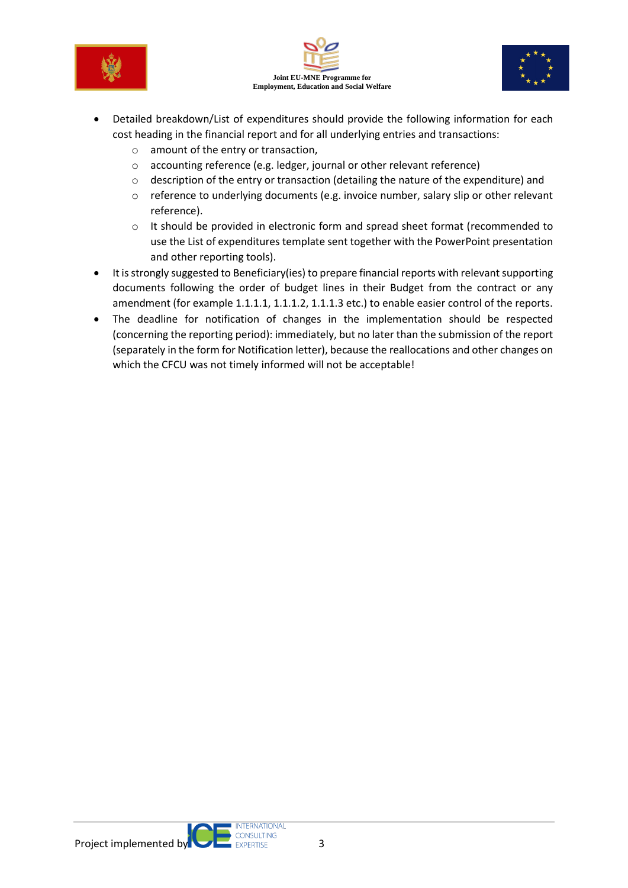- Detailed breakdown/List of expenditures should provide the following information for each cost heading in the financial report and for all underlying entries and transactions:
  - amount of the entry or transaction,
  - accounting reference (e.g. ledger, journal or other relevant reference)
  - description of the entry or transaction (detailing the nature of the expenditure) and
  - reference to underlying documents (e.g. invoice number, salary slip or other relevant reference).
  - It should be provided in electronic form and spread sheet format (recommended to use the List of expenditures template sent together with the PowerPoint presentation and other reporting tools).
- It is strongly suggested to Beneficiary(ies) to prepare financial reports with relevant supporting documents following the order of budget lines in their Budget from the contract or any amendment (for example 1.1.1.1, 1.1.1.2, 1.1.1.3 etc.) to enable easier control of the reports.
- The deadline for notification of changes in the implementation should be respected (concerning the reporting period): immediately, but no later than the submission of the report (separately in the form for Notification letter), because the reallocations and other changes on which the CFCU was not timely informed will not be acceptable!